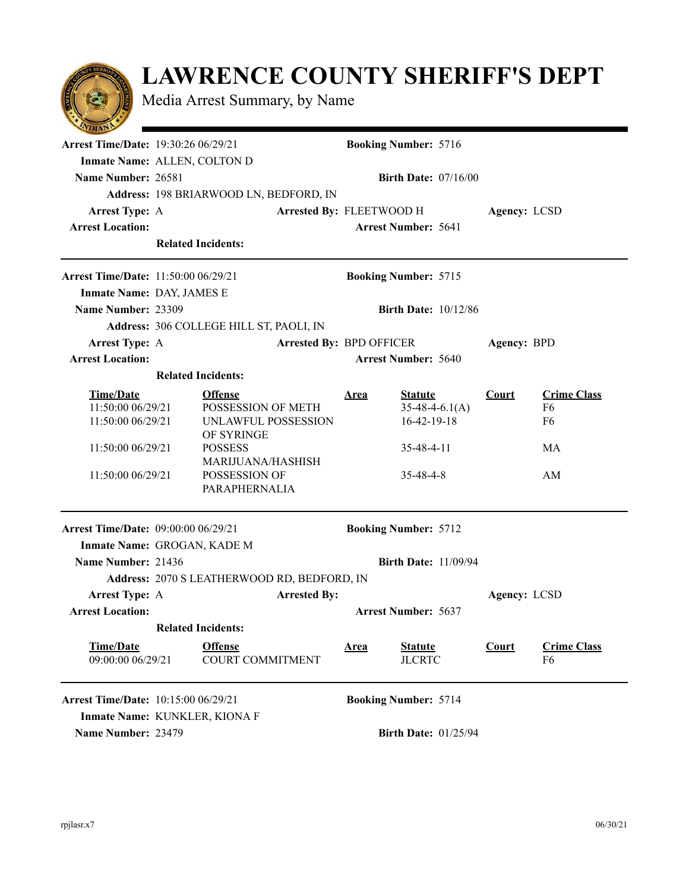# LAWRENCE COUNTY SHERIFF'S DEPT

Media Arrest Summary, by Name

---

**Arrest Time/Date:** 19:30:26 06/29/21 **Booking Number:** 5716

**Inmate Name:** ALLEN, COLTON D

**Name Number:** 26581 **Birth Date:** 07/16/00

**Address:** 198 BRIARWOOD LN, BEDFORD, IN

**Arrest Type:** A **Arrested By:** FLEETWOOD H **Agency:** LCSD

**Arrest Location:** **Arrest Number:** 5641

**Related Incidents:**

---

**Arrest Time/Date:** 11:50:00 06/29/21 **Booking Number:** 5715

**Inmate Name:** DAY, JAMES E

**Name Number:** 23309 **Birth Date:** 10/12/86

**Address:** 306 COLLEGE HILL ST, PAOLI, IN

**Arrest Type:** A **Arrested By:** BPD OFFICER **Agency:** BPD

**Arrest Location:** **Arrest Number:** 5640

**Related Incidents:**

| Time/Date | Offense | Area | Statute | Court | Crime Class |
|---|---|---|---|---|---|
| 11:50:00 06/29/21 | POSSESSION OF METH | | 35-48-4-6.1(A) | | F6 |
| 11:50:00 06/29/21 | UNLAWFUL POSSESSION OF SYRINGE | | 16-42-19-18 | | F6 |
| 11:50:00 06/29/21 | POSSESS MARIJUANA/HASHISH | | 35-48-4-11 | | MA |
| 11:50:00 06/29/21 | POSSESSION OF PARAPHERNALIA | | 35-48-4-8 | | AM |

---

**Arrest Time/Date:** 09:00:00 06/29/21 **Booking Number:** 5712

**Inmate Name:** GROGAN, KADE M

**Name Number:** 21436 **Birth Date:** 11/09/94

**Address:** 2070 S LEATHERWOOD RD, BEDFORD, IN

**Arrest Type:** A **Arrested By:** **Agency:** LCSD

**Arrest Location:** **Arrest Number:** 5637

**Related Incidents:**

| Time/Date | Offense | Area | Statute | Court | Crime Class |
|---|---|---|---|---|---|
| 09:00:00 06/29/21 | COURT COMMITMENT | | JLCRTC | | F6 |

---

**Arrest Time/Date:** 10:15:00 06/29/21 **Booking Number:** 5714

**Inmate Name:** KUNKLER, KIONA F

**Name Number:** 23479 **Birth Date:** 01/25/94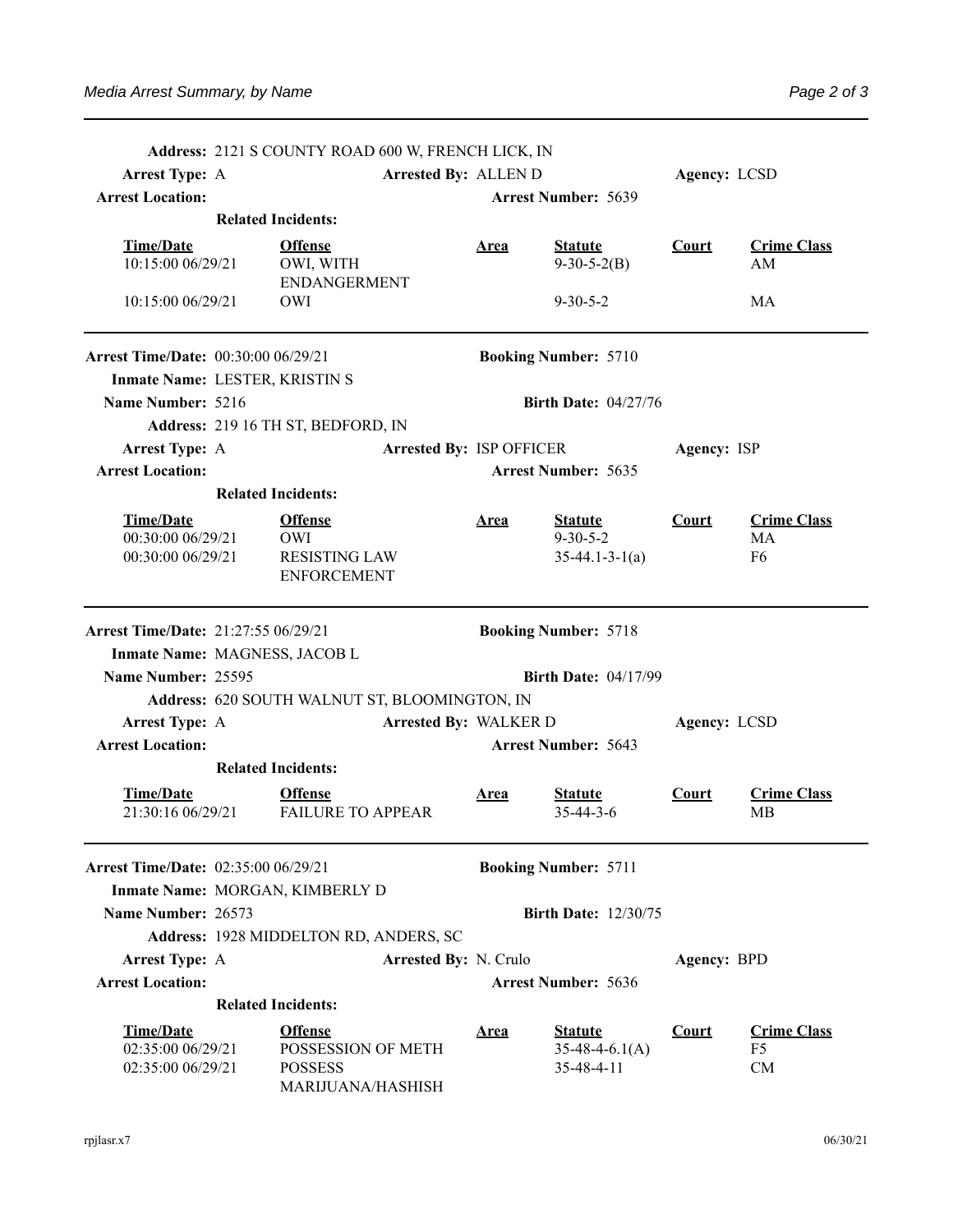**Address:** 2121 S COUNTY ROAD 600 W, FRENCH LICK, IN

**Arrest Type:** A **Arrested By:** ALLEN D **Agency:** LCSD

**Arrest Location:** **Arrest Number:** 5639

**Related Incidents:**

| Time/Date | Offense | Area | Statute | Court | Crime Class |
|---|---|---|---|---|---|
| 10:15:00 06/29/21 | OWI, WITH ENDANGERMENT | | 9-30-5-2(B) | | AM |
| 10:15:00 06/29/21 | OWI | | 9-30-5-2 | | MA |

---

**Arrest Time/Date:** 00:30:00 06/29/21 **Booking Number:** 5710

**Inmate Name:** LESTER, KRISTIN S

**Name Number:** 5216 **Birth Date:** 04/27/76

**Address:** 219 16 TH ST, BEDFORD, IN

**Arrest Type:** A **Arrested By:** ISP OFFICER **Agency:** ISP

**Arrest Location:** **Arrest Number:** 5635

**Related Incidents:**

| Time/Date | Offense | Area | Statute | Court | Crime Class |
|---|---|---|---|---|---|
| 00:30:00 06/29/21 | OWI | | 9-30-5-2 | | MA |
| 00:30:00 06/29/21 | RESISTING LAW ENFORCEMENT | | 35-44.1-3-1(a) | | F6 |

---

**Arrest Time/Date:** 21:27:55 06/29/21 **Booking Number:** 5718

**Inmate Name:** MAGNESS, JACOB L

**Name Number:** 25595 **Birth Date:** 04/17/99

**Address:** 620 SOUTH WALNUT ST, BLOOMINGTON, IN

**Arrest Type:** A **Arrested By:** WALKER D **Agency:** LCSD

**Arrest Location:** **Arrest Number:** 5643

**Related Incidents:**

| Time/Date | Offense | Area | Statute | Court | Crime Class |
|---|---|---|---|---|---|
| 21:30:16 06/29/21 | FAILURE TO APPEAR | | 35-44-3-6 | | MB |

---

**Arrest Time/Date:** 02:35:00 06/29/21 **Booking Number:** 5711

**Inmate Name:** MORGAN, KIMBERLY D

**Name Number:** 26573 **Birth Date:** 12/30/75

**Address:** 1928 MIDDELTON RD, ANDERS, SC

**Arrest Type:** A **Arrested By:** N. Crulo **Agency:** BPD

**Arrest Location:** **Arrest Number:** 5636

**Related Incidents:**

| Time/Date | Offense | Area | Statute | Court | Crime Class |
|---|---|---|---|---|---|
| 02:35:00 06/29/21 | POSSESSION OF METH | | 35-48-4-6.1(A) | | F5 |
| 02:35:00 06/29/21 | POSSESS MARIJUANA/HASHISH | | 35-48-4-11 | | CM |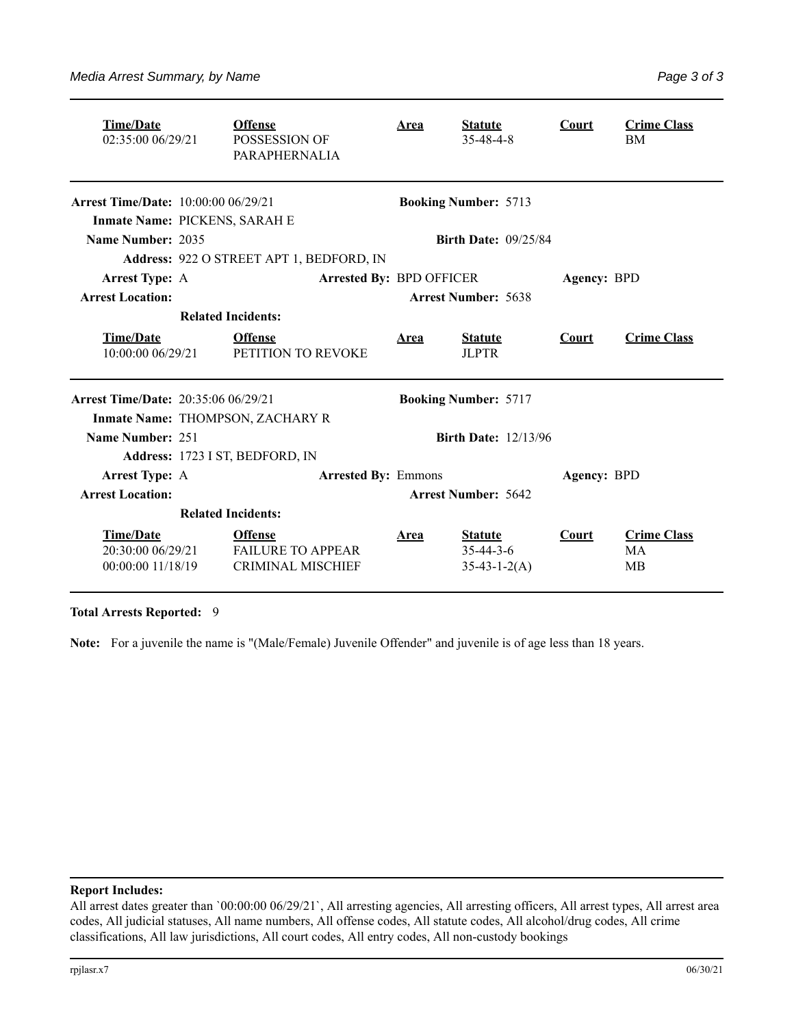| Time/Date | Offense | Area | Statute | Court | Crime Class |
|---|---|---|---|---|---|
| 02:35:00 06/29/21 | POSSESSION OF PARAPHERNALIA | | 35-48-4-8 | | BM |

**Arrest Time/Date:** 10:00:00 06/29/21 **Booking Number:** 5713

**Inmate Name:** PICKENS, SARAH E

**Name Number:** 2035 **Birth Date:** 09/25/84

**Address:** 922 O STREET APT 1, BEDFORD, IN

**Arrest Type:** A **Arrested By:** BPD OFFICER **Agency:** BPD

**Arrest Location:** **Arrest Number:** 5638

**Related Incidents:**

| Time/Date | Offense | Area | Statute | Court | Crime Class |
|---|---|---|---|---|---|
| 10:00:00 06/29/21 | PETITION TO REVOKE | | JLPTR | | |

**Arrest Time/Date:** 20:35:06 06/29/21 **Booking Number:** 5717

**Inmate Name:** THOMPSON, ZACHARY R

**Name Number:** 251 **Birth Date:** 12/13/96

**Address:** 1723 I ST, BEDFORD, IN

**Arrest Type:** A **Arrested By:** Emmons **Agency:** BPD

**Arrest Location:** **Arrest Number:** 5642

**Related Incidents:**

| Time/Date | Offense | Area | Statute | Court | Crime Class |
|---|---|---|---|---|---|
| 20:30:00 06/29/21 | FAILURE TO APPEAR | | 35-44-3-6 | | MA |
| 00:00:00 11/18/19 | CRIMINAL MISCHIEF | | 35-43-1-2(A) | | MB |

**Total Arrests Reported:** 9

**Note:** For a juvenile the name is "(Male/Female) Juvenile Offender" and juvenile is of age less than 18 years.

**Report Includes:**

All arrest dates greater than `00:00:00 06/29/21`, All arresting agencies, All arresting officers, All arrest types, All arrest area codes, All judicial statuses, All name numbers, All offense codes, All statute codes, All alcohol/drug codes, All crime classifications, All law jurisdictions, All court codes, All entry codes, All non-custody bookings